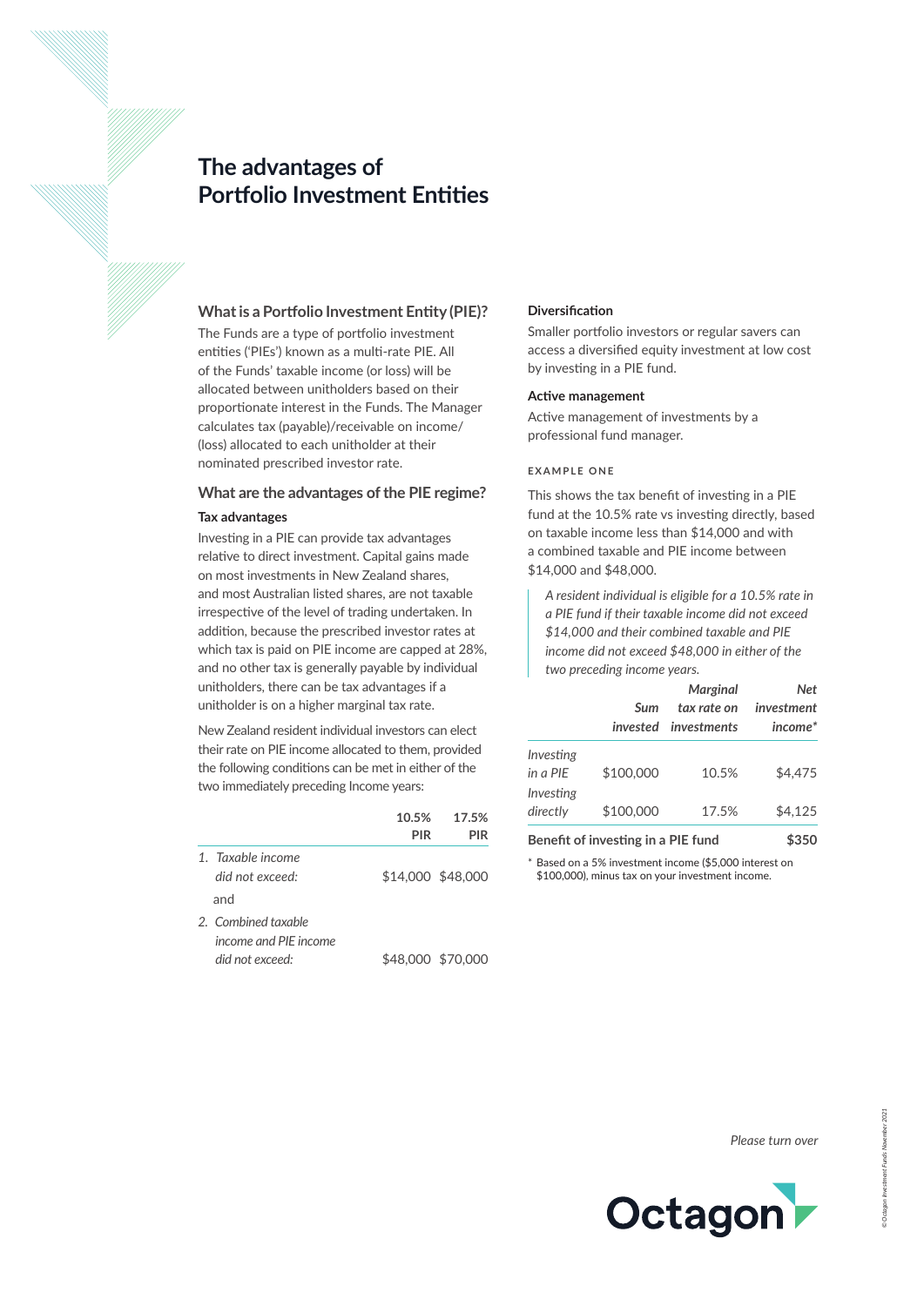# The advantages of Portfolio Investment Entities

## What is a Portfolio Investment Entity (PIE)?

The Funds are a type of portfolio investment entities ('PIEs') known as a multi-rate PIE. All of the Funds' taxable income (or loss) will be allocated between unitholders based on their proportionate interest in the Funds. The Manager calculates tax (payable)/receivable on income/(loss) allocated to each unitholder at their nominated prescribed investor rate.

## What are the advantages of the PIE regime?

### Tax advantages

Investing in a PIE can provide tax advantages relative to direct investment. Capital gains made on most investments in New Zealand shares, and most Australian listed shares, are not taxable irrespective of the level of trading undertaken. In addition, because the prescribed investor rates at which tax is paid on PIE income are capped at 28%, and no other tax is generally payable by individual unitholders, there can be tax advantages if a unitholder is on a higher marginal tax rate.

New Zealand resident individual investors can elect their rate on PIE income allocated to them, provided the following conditions can be met in either of the two immediately preceding Income years:

| | 10.5% PIR | 17.5% PIR |
|---|---|---|
| 1. *Taxable income did not exceed:* | $14,000 | $48,000 |
| and | | |
| 2. *Combined taxable income and PIE income did not exceed:* | $48,000 | $70,000 |

### Diversification

Smaller portfolio investors or regular savers can access a diversified equity investment at low cost by investing in a PIE fund.

### Active management

Active management of investments by a professional fund manager.

#### EXAMPLE ONE

This shows the tax benefit of investing in a PIE fund at the 10.5% rate vs investing directly, based on taxable income less than $14,000 and with a combined taxable and PIE income between $14,000 and $48,000.

> *A resident individual is eligible for a 10.5% rate in a PIE fund if their taxable income did not exceed $14,000 and their combined taxable and PIE income did not exceed $48,000 in either of the two preceding income years.*

| | *Sum invested* | *Marginal tax rate on investments* | *Net investment income** |
|---|---|---|---|
| *Investing in a PIE* | $100,000 | 10.5% | $4,475 |
| *Investing directly* | $100,000 | 17.5% | $4,125 |
| **Benefit of investing in a PIE fund** | | | **$350** |

\* Based on a 5% investment income ($5,000 interest on $100,000), minus tax on your investment income.

*Please turn over*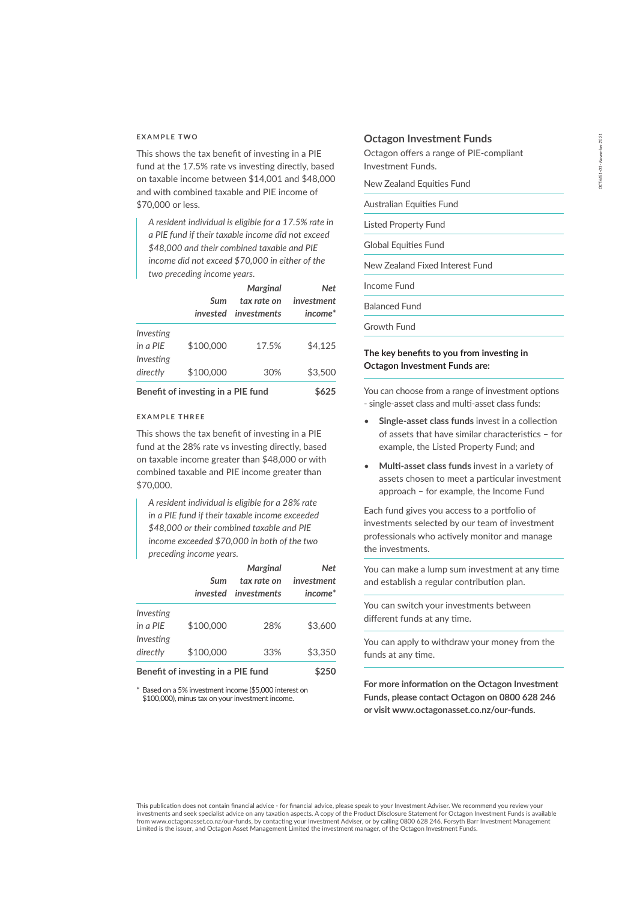### EXAMPLE TWO

This shows the tax benefit of investing in a PIE fund at the 17.5% rate vs investing directly, based on taxable income between $14,001 and $48,000 and with combined taxable and PIE income of $70,000 or less.

> *A resident individual is eligible for a 17.5% rate in a PIE fund if their taxable income did not exceed $48,000 and their combined taxable and PIE income did not exceed $70,000 in either of the two preceding income years.*

| | *Sum invested* | *Marginal tax rate on investments* | *Net investment income** |
|---|---|---|---|
| *Investing in a PIE* | $100,000 | 17.5% | $4,125 |
| *Investing directly* | $100,000 | 30% | $3,500 |
| **Benefit of investing in a PIE fund** | | | **$625** |

### EXAMPLE THREE

This shows the tax benefit of investing in a PIE fund at the 28% rate vs investing directly, based on taxable income greater than $48,000 or with combined taxable and PIE income greater than $70,000.

> *A resident individual is eligible for a 28% rate in a PIE fund if their taxable income exceeded $48,000 or their combined taxable and PIE income exceeded $70,000 in both of the two preceding income years.*

| | *Sum invested* | *Marginal tax rate on investments* | *Net investment income** |
|---|---|---|---|
| *Investing in a PIE* | $100,000 | 28% | $3,600 |
| *Investing directly* | $100,000 | 33% | $3,350 |
| **Benefit of investing in a PIE fund** | | | **$250** |

\* Based on a 5% investment income ($5,000 interest on $100,000), minus tax on your investment income.

## Octagon Investment Funds

Octagon offers a range of PIE-compliant Investment Funds.

- New Zealand Equities Fund
- Australian Equities Fund
- Listed Property Fund
- Global Equities Fund
- New Zealand Fixed Interest Fund
- Income Fund
- Balanced Fund
- Growth Fund

**The key benefits to you from investing in Octagon Investment Funds are:**

You can choose from a range of investment options - single-asset class and multi-asset class funds:

- **Single-asset class funds** invest in a collection of assets that have similar characteristics – for example, the Listed Property Fund; and
- **Multi-asset class funds** invest in a variety of assets chosen to meet a particular investment approach – for example, the Income Fund

Each fund gives you access to a portfolio of investments selected by our team of investment professionals who actively monitor and manage the investments.

You can make a lump sum investment at any time and establish a regular contribution plan.

You can switch your investments between different funds at any time.

You can apply to withdraw your money from the funds at any time.

**For more information on the Octagon Investment Funds, please contact Octagon on 0800 628 246 or visit www.octagonasset.co.nz/our-funds.**

This publication does not contain financial advice - for financial advice, please speak to your Investment Adviser. We recommend you review your investments and seek specialist advice on any taxation aspects. A copy of the Product Disclosure Statement for Octagon Investment Funds is available from www.octagonasset.co.nz/our-funds, by contacting your Investment Adviser, or by calling 0800 628 246. Forsyth Barr Investment Management Limited is the issuer, and Octagon Asset Management Limited the investment manager, of the Octagon Investment Funds.